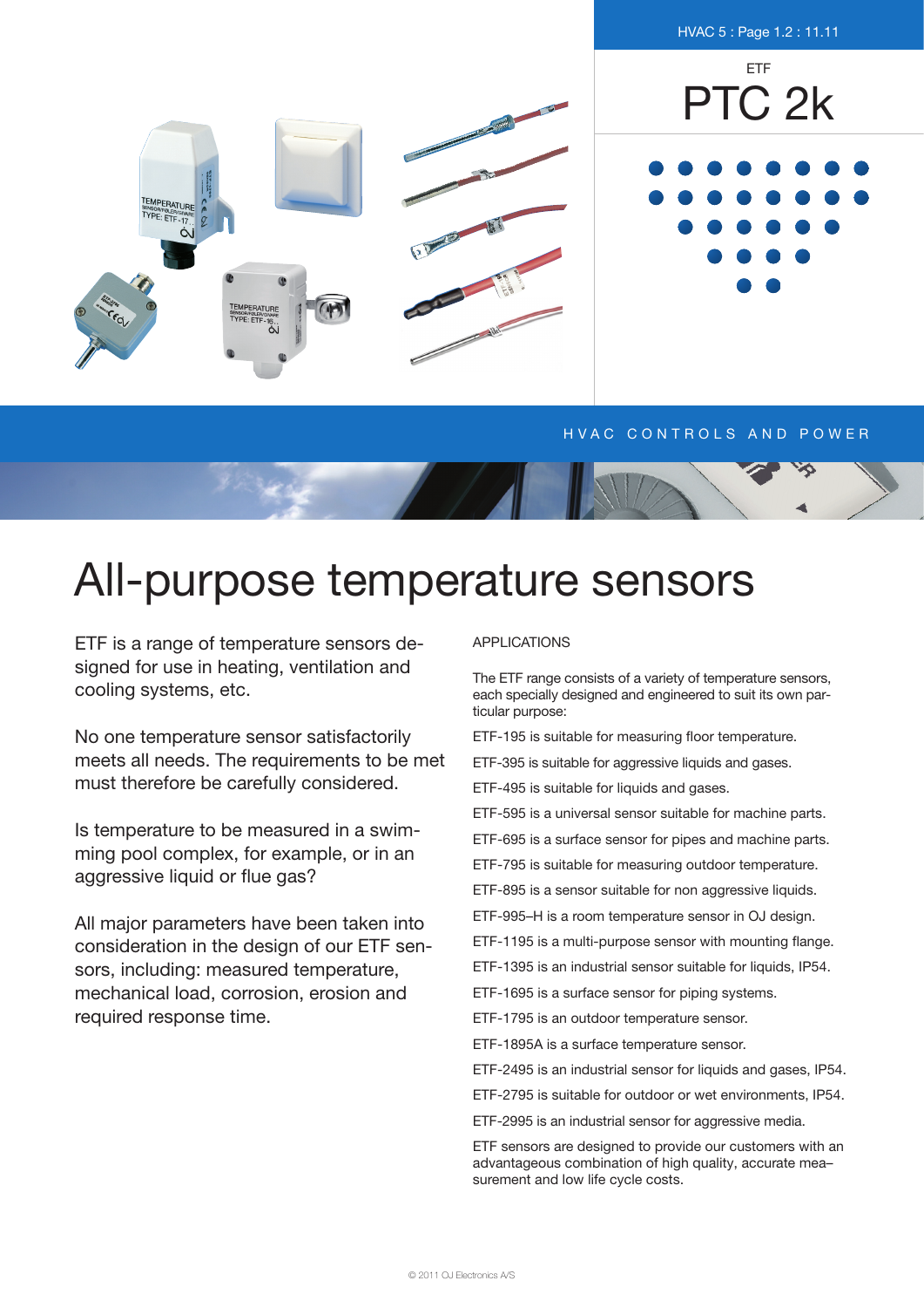ETF

# PTC 2k

HVAC CONTROLS AND POWER

# All-purpose temperature sensors

ETF is a range of temperature sensors designed for use in heating, ventilation and cooling systems, etc.

No one temperature sensor satisfactorily meets all needs. The requirements to be met must therefore be carefully considered.

Is temperature to be measured in a swimming pool complex, for example, or in an aggressive liquid or flue gas?

All major parameters have been taken into consideration in the design of our ETF sensors, including: measured temperature, mechanical load, corrosion, erosion and required response time.

APPLICATIONS

The ETF range consists of a variety of temperature sensors, each specially designed and engineered to suit its own particular purpose:

ETF-195 is suitable for measuring floor temperature.

ETF-395 is suitable for aggressive liquids and gases.

ETF-495 is suitable for liquids and gases.

ETF-595 is a universal sensor suitable for machine parts.

ETF-695 is a surface sensor for pipes and machine parts.

ETF-795 is suitable for measuring outdoor temperature.

ETF-895 is a sensor suitable for non aggressive liquids.

ETF-995–H is a room temperature sensor in OJ design.

ETF-1195 is a multi-purpose sensor with mounting flange.

ETF-1395 is an industrial sensor suitable for liquids, IP54.

ETF-1695 is a surface sensor for piping systems.

ETF-1795 is an outdoor temperature sensor.

ETF-1895A is a surface temperature sensor.

ETF-2495 is an industrial sensor for liquids and gases, IP54.

ETF-2795 is suitable for outdoor or wet environments, IP54.

ETF-2995 is an industrial sensor for aggressive media.

ETF sensors are designed to provide our customers with an advantageous combination of high quality, accurate mea–surement and low life cycle costs.

© 2011 OJ Electronics A/S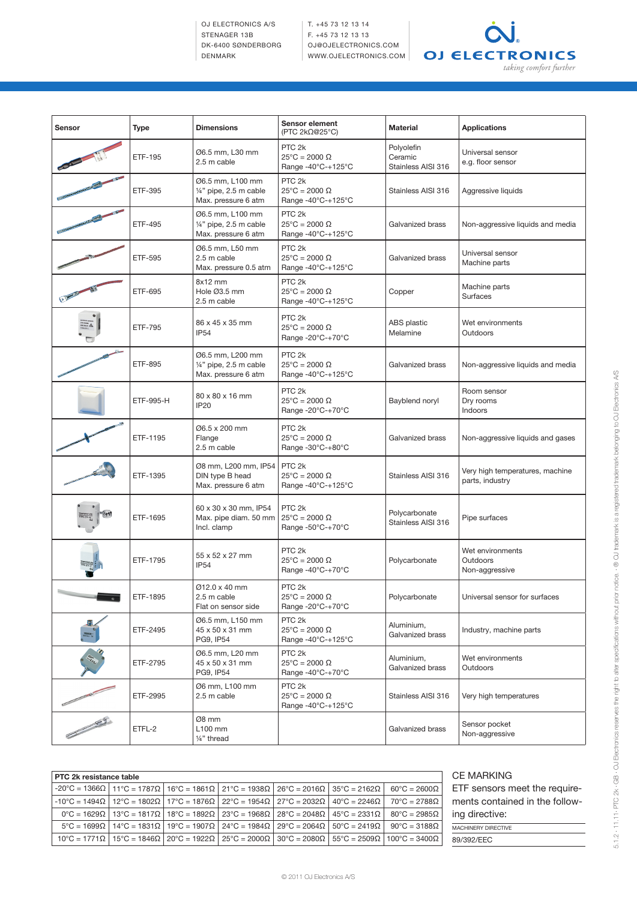OJ ELECTRONICS A/S
STENAGER 13B
DK-6400 SØNDERBORG
DENMARK

T. +45 73 12 13 14
F. +45 73 12 13 13
OJ@OJELECTRONICS.COM
WWW.OJELECTRONICS.COM

OJ ELECTRONICS
*taking comfort further*

| Sensor | Type | Dimensions | Sensor element (PTC 2kΩ@25°C) | Material | Applications |
|---|---|---|---|---|---|
| | ETF-195 | Ø6.5 mm, L30 mm<br>2.5 m cable | PTC 2k<br>25°C = 2000 Ω<br>Range -40°C-+125°C | Polyolefin<br>Ceramic<br>Stainless AISI 316 | Universal sensor<br>e.g. floor sensor |
| | ETF-395 | Ø6.5 mm, L100 mm<br>¼" pipe, 2.5 m cable<br>Max. pressure 6 atm | PTC 2k<br>25°C = 2000 Ω<br>Range -40°C-+125°C | Stainless AISI 316 | Aggressive liquids |
| | ETF-495 | Ø6.5 mm, L100 mm<br>¼" pipe, 2.5 m cable<br>Max. pressure 6 atm | PTC 2k<br>25°C = 2000 Ω<br>Range -40°C-+125°C | Galvanized brass | Non-aggressive liquids and media |
| | ETF-595 | Ø6.5 mm, L50 mm<br>2.5 m cable<br>Max. pressure 0.5 atm | PTC 2k<br>25°C = 2000 Ω<br>Range -40°C-+125°C | Galvanized brass | Universal sensor<br>Machine parts |
| | ETF-695 | 8x12 mm<br>Hole Ø3.5 mm<br>2.5 m cable | PTC 2k<br>25°C = 2000 Ω<br>Range -40°C-+125°C | Copper | Machine parts<br>Surfaces |
| | ETF-795 | 86 x 45 x 35 mm<br>IP54 | PTC 2k<br>25°C = 2000 Ω<br>Range -20°C-+70°C | ABS plastic<br>Melamine | Wet environments<br>Outdoors |
| | ETF-895 | Ø6.5 mm, L200 mm<br>¼" pipe, 2.5 m cable<br>Max. pressure 6 atm | PTC 2k<br>25°C = 2000 Ω<br>Range -40°C-+125°C | Galvanized brass | Non-aggressive liquids and media |
| | ETF-995-H | 80 x 80 x 16 mm<br>IP20 | PTC 2k<br>25°C = 2000 Ω<br>Range -20°C-+70°C | Bayblend noryl | Room sensor<br>Dry rooms<br>Indoors |
| | ETF-1195 | Ø6.5 x 200 mm<br>Flange<br>2.5 m cable | PTC 2k<br>25°C = 2000 Ω<br>Range -30°C-+80°C | Galvanized brass | Non-aggressive liquids and gases |
| | ETF-1395 | Ø8 mm, L200 mm, IP54<br>DIN type B head<br>Max. pressure 6 atm | PTC 2k<br>25°C = 2000 Ω<br>Range -40°C-+125°C | Stainless AISI 316 | Very high temperatures, machine parts, industry |
| | ETF-1695 | 60 x 30 x 30 mm, IP54<br>Max. pipe diam. 50 mm<br>Incl. clamp | PTC 2k<br>25°C = 2000 Ω<br>Range -50°C-+70°C | Polycarbonate<br>Stainless AISI 316 | Pipe surfaces |
| | ETF-1795 | 55 x 52 x 27 mm<br>IP54 | PTC 2k<br>25°C = 2000 Ω<br>Range -40°C-+70°C | Polycarbonate | Wet environments<br>Outdoors<br>Non-aggressive |
| | ETF-1895 | Ø12.0 x 40 mm<br>2.5 m cable<br>Flat on sensor side | PTC 2k<br>25°C = 2000 Ω<br>Range -20°C-+70°C | Polycarbonate | Universal sensor for surfaces |
| | ETF-2495 | Ø6.5 mm, L150 mm<br>45 x 50 x 31 mm<br>PG9, IP54 | PTC 2k<br>25°C = 2000 Ω<br>Range -40°C-+125°C | Aluminium,<br>Galvanized brass | Industry, machine parts |
| | ETF-2795 | Ø6.5 mm, L20 mm<br>45 x 50 x 31 mm<br>PG9, IP54 | PTC 2k<br>25°C = 2000 Ω<br>Range -40°C-+70°C | Aluminium,<br>Galvanized brass | Wet environments<br>Outdoors |
| | ETF-2995 | Ø6 mm, L100 mm<br>2.5 m cable | PTC 2k<br>25°C = 2000 Ω<br>Range -40°C-+125°C | Stainless AISI 316 | Very high temperatures |
| | ETFL-2 | Ø8 mm<br>L100 mm<br>¼" thread | | Galvanized brass | Sensor pocket<br>Non-aggressive |

| PTC 2k resistance table | | | | | | |
|---|---|---|---|---|---|---|
| -20°C = 1366Ω | 11°C = 1787Ω | 16°C = 1861Ω | 21°C = 1938Ω | 26°C = 2016Ω | 35°C = 2162Ω | 60°C = 2600Ω |
| -10°C = 1494Ω | 12°C = 1802Ω | 17°C = 1876Ω | 22°C = 1954Ω | 27°C = 2032Ω | 40°C = 2246Ω | 70°C = 2788Ω |
| 0°C = 1629Ω | 13°C = 1817Ω | 18°C = 1892Ω | 23°C = 1968Ω | 28°C = 2048Ω | 45°C = 2331Ω | 80°C = 2985Ω |
| 5°C = 1699Ω | 14°C = 1831Ω | 19°C = 1907Ω | 24°C = 1984Ω | 29°C = 2064Ω | 50°C = 2419Ω | 90°C = 3188Ω |
| 10°C = 1771Ω | 15°C = 1846Ω | 20°C = 1922Ω | 25°C = 2000Ω | 30°C = 2080Ω | 55°C = 2509Ω | 100°C = 3400Ω |

## CE MARKING

ETF sensors meet the requirements contained in the following directive:

| MACHINERY DIRECTIVE |
|---|
| 89/392/EEC |

5.1.2 · 11.11 · PTC 2k · GB · OJ Electronics reserves the right to alter specifications without prior notice. · ® OJ trademark is a registered trademark belonging to OJ Electronics A/S

© 2011 OJ Electronics A/S